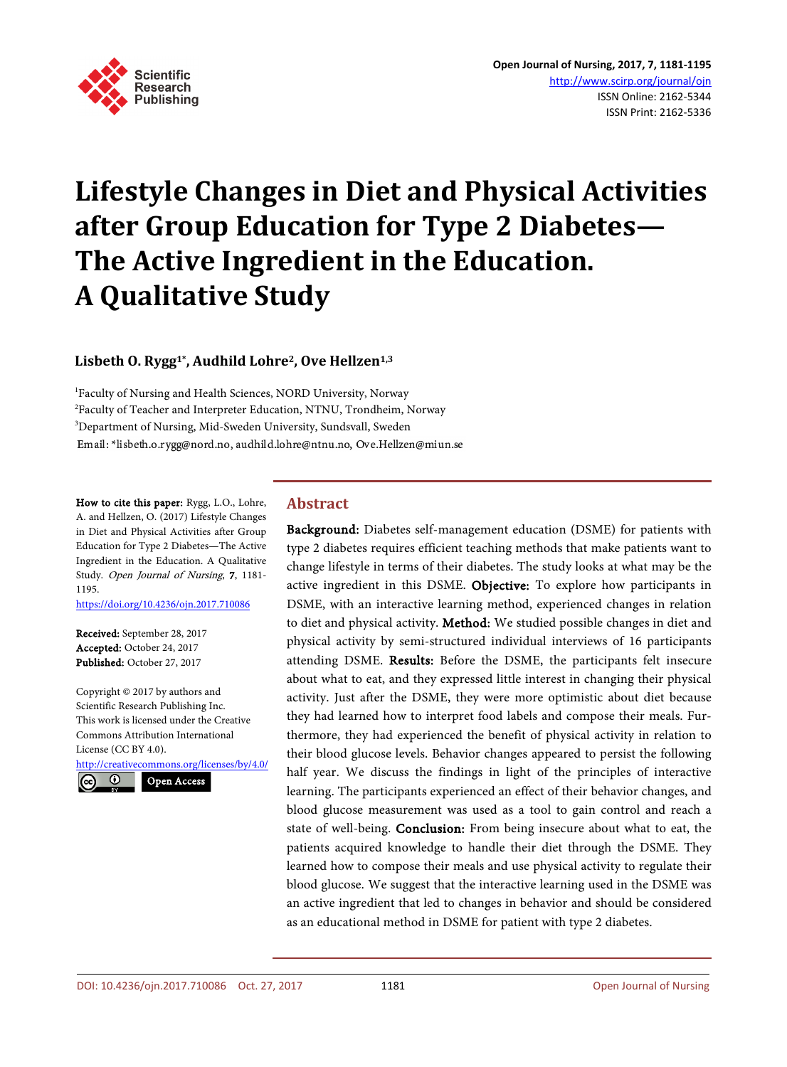# Lifestyle Changes in Diet and Physical Activities after Group Education for Type 2 Diabetes—The Active Ingredient in the Education. A Qualitative Study

**Lisbeth O. Rygg[1*], Audhild Lohre[2], Ove Hellzen[1,3]**

[1]Faculty of Nursing and Health Sciences, NORD University, Norway
[2]Faculty of Teacher and Interpreter Education, NTNU, Trondheim, Norway
[3]Department of Nursing, Mid-Sweden University, Sundsvall, Sweden
Email: *lisbeth.o.rygg@nord.no, audhild.lohre@ntnu.no, Ove.Hellzen@miun.se

**How to cite this paper:** Rygg, L.O., Lohre, A. and Hellzen, O. (2017) Lifestyle Changes in Diet and Physical Activities after Group Education for Type 2 Diabetes—The Active Ingredient in the Education. A Qualitative Study. *Open Journal of Nursing*, **7**, 1181-1195.
https://doi.org/10.4236/ojn.2017.710086

**Received:** September 28, 2017
**Accepted:** October 24, 2017
**Published:** October 27, 2017

Copyright © 2017 by authors and Scientific Research Publishing Inc.
This work is licensed under the Creative Commons Attribution International License (CC BY 4.0).
http://creativecommons.org/licenses/by/4.0/
Open Access

## Abstract

**Background:** Diabetes self-management education (DSME) for patients with type 2 diabetes requires efficient teaching methods that make patients want to change lifestyle in terms of their diabetes. The study looks at what may be the active ingredient in this DSME. **Objective:** To explore how participants in DSME, with an interactive learning method, experienced changes in relation to diet and physical activity. **Method:** We studied possible changes in diet and physical activity by semi-structured individual interviews of 16 participants attending DSME. **Results:** Before the DSME, the participants felt insecure about what to eat, and they expressed little interest in changing their physical activity. Just after the DSME, they were more optimistic about diet because they had learned how to interpret food labels and compose their meals. Furthermore, they had experienced the benefit of physical activity in relation to their blood glucose levels. Behavior changes appeared to persist the following half year. We discuss the findings in light of the principles of interactive learning. The participants experienced an effect of their behavior changes, and blood glucose measurement was used as a tool to gain control and reach a state of well-being. **Conclusion:** From being insecure about what to eat, the patients acquired knowledge to handle their diet through the DSME. They learned how to compose their meals and use physical activity to regulate their blood glucose. We suggest that the interactive learning used in the DSME was an active ingredient that led to changes in behavior and should be considered as an educational method in DSME for patient with type 2 diabetes.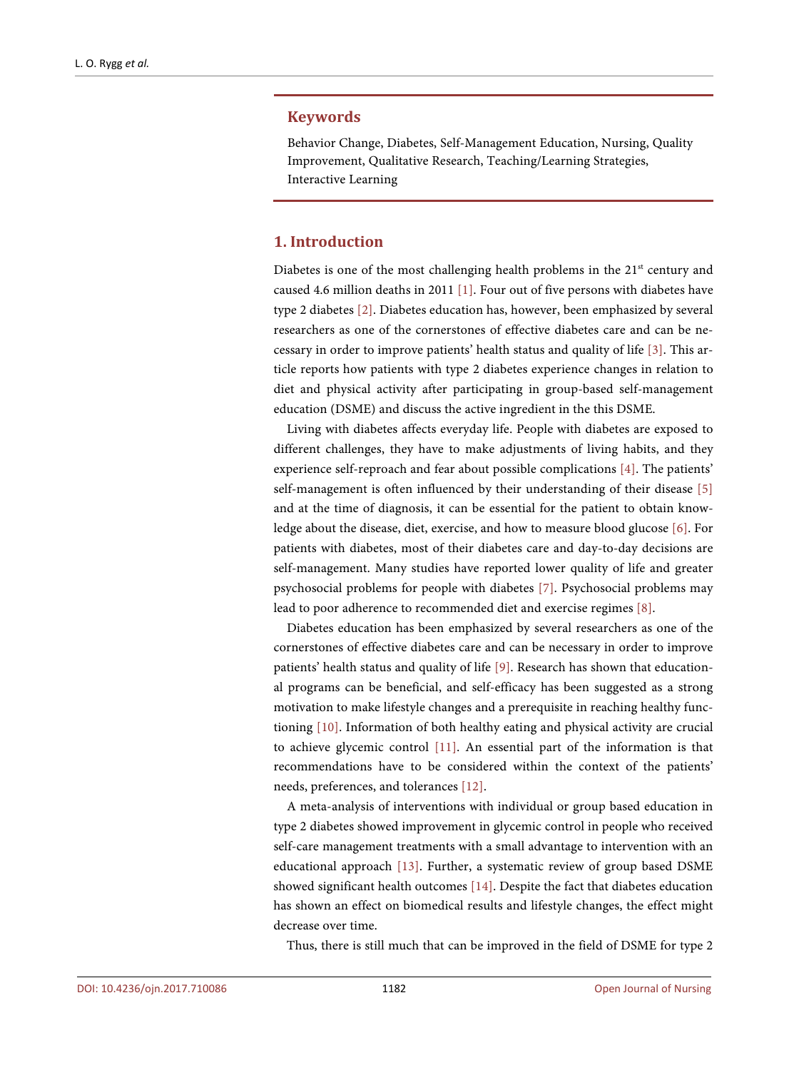## Keywords

Behavior Change, Diabetes, Self-Management Education, Nursing, Quality Improvement, Qualitative Research, Teaching/Learning Strategies, Interactive Learning

## 1. Introduction

Diabetes is one of the most challenging health problems in the 21st century and caused 4.6 million deaths in 2011 [1]. Four out of five persons with diabetes have type 2 diabetes [2]. Diabetes education has, however, been emphasized by several researchers as one of the cornerstones of effective diabetes care and can be necessary in order to improve patients' health status and quality of life [3]. This article reports how patients with type 2 diabetes experience changes in relation to diet and physical activity after participating in group-based self-management education (DSME) and discuss the active ingredient in the this DSME.

Living with diabetes affects everyday life. People with diabetes are exposed to different challenges, they have to make adjustments of living habits, and they experience self-reproach and fear about possible complications [4]. The patients' self-management is often influenced by their understanding of their disease [5] and at the time of diagnosis, it can be essential for the patient to obtain knowledge about the disease, diet, exercise, and how to measure blood glucose [6]. For patients with diabetes, most of their diabetes care and day-to-day decisions are self-management. Many studies have reported lower quality of life and greater psychosocial problems for people with diabetes [7]. Psychosocial problems may lead to poor adherence to recommended diet and exercise regimes [8].

Diabetes education has been emphasized by several researchers as one of the cornerstones of effective diabetes care and can be necessary in order to improve patients' health status and quality of life [9]. Research has shown that educational programs can be beneficial, and self-efficacy has been suggested as a strong motivation to make lifestyle changes and a prerequisite in reaching healthy functioning [10]. Information of both healthy eating and physical activity are crucial to achieve glycemic control [11]. An essential part of the information is that recommendations have to be considered within the context of the patients' needs, preferences, and tolerances [12].

A meta-analysis of interventions with individual or group based education in type 2 diabetes showed improvement in glycemic control in people who received self-care management treatments with a small advantage to intervention with an educational approach [13]. Further, a systematic review of group based DSME showed significant health outcomes [14]. Despite the fact that diabetes education has shown an effect on biomedical results and lifestyle changes, the effect might decrease over time.

Thus, there is still much that can be improved in the field of DSME for type 2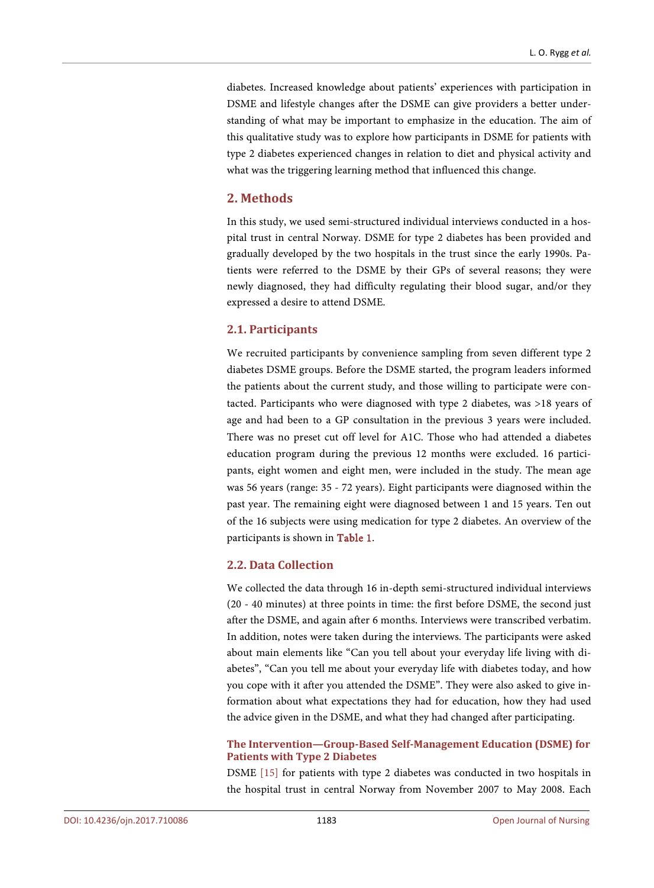diabetes. Increased knowledge about patients' experiences with participation in DSME and lifestyle changes after the DSME can give providers a better understanding of what may be important to emphasize in the education. The aim of this qualitative study was to explore how participants in DSME for patients with type 2 diabetes experienced changes in relation to diet and physical activity and what was the triggering learning method that influenced this change.

## 2. Methods

In this study, we used semi-structured individual interviews conducted in a hospital trust in central Norway. DSME for type 2 diabetes has been provided and gradually developed by the two hospitals in the trust since the early 1990s. Patients were referred to the DSME by their GPs of several reasons; they were newly diagnosed, they had difficulty regulating their blood sugar, and/or they expressed a desire to attend DSME.

### 2.1. Participants

We recruited participants by convenience sampling from seven different type 2 diabetes DSME groups. Before the DSME started, the program leaders informed the patients about the current study, and those willing to participate were contacted. Participants who were diagnosed with type 2 diabetes, was >18 years of age and had been to a GP consultation in the previous 3 years were included. There was no preset cut off level for A1C. Those who had attended a diabetes education program during the previous 12 months were excluded. 16 participants, eight women and eight men, were included in the study. The mean age was 56 years (range: 35 - 72 years). Eight participants were diagnosed within the past year. The remaining eight were diagnosed between 1 and 15 years. Ten out of the 16 subjects were using medication for type 2 diabetes. An overview of the participants is shown in Table 1.

### 2.2. Data Collection

We collected the data through 16 in-depth semi-structured individual interviews (20 - 40 minutes) at three points in time: the first before DSME, the second just after the DSME, and again after 6 months. Interviews were transcribed verbatim. In addition, notes were taken during the interviews. The participants were asked about main elements like "Can you tell about your everyday life living with diabetes", "Can you tell me about your everyday life with diabetes today, and how you cope with it after you attended the DSME". They were also asked to give information about what expectations they had for education, how they had used the advice given in the DSME, and what they had changed after participating.

#### The Intervention—Group-Based Self-Management Education (DSME) for Patients with Type 2 Diabetes

DSME [15] for patients with type 2 diabetes was conducted in two hospitals in the hospital trust in central Norway from November 2007 to May 2008. Each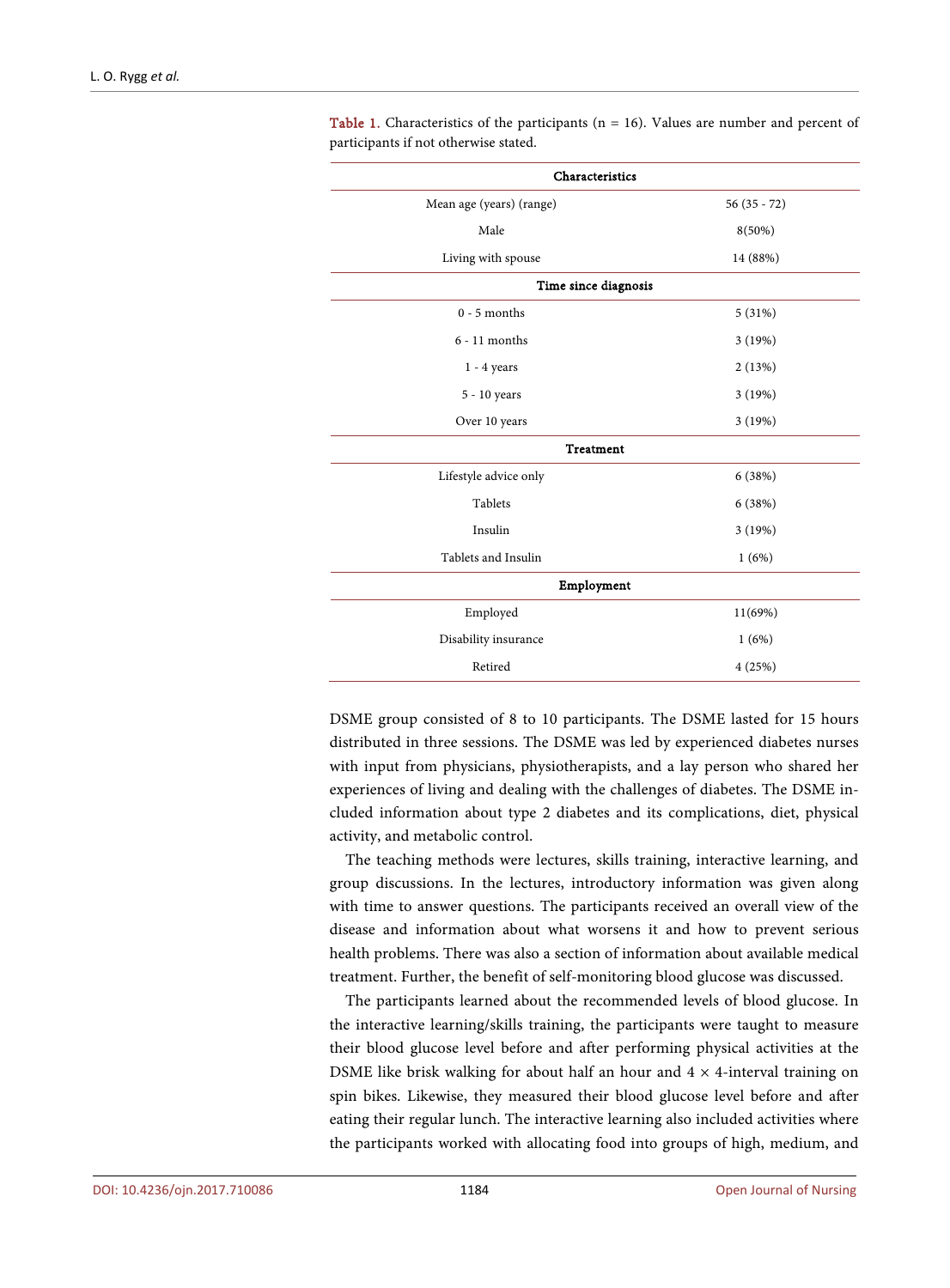**Table 1.** Characteristics of the participants (n = 16). Values are number and percent of participants if not otherwise stated.

| Characteristics | |
|---|---|
| Mean age (years) (range) | 56 (35 - 72) |
| Male | 8(50%) |
| Living with spouse | 14 (88%) |
| **Time since diagnosis** | |
| 0 - 5 months | 5 (31%) |
| 6 - 11 months | 3 (19%) |
| 1 - 4 years | 2 (13%) |
| 5 - 10 years | 3 (19%) |
| Over 10 years | 3 (19%) |
| **Treatment** | |
| Lifestyle advice only | 6 (38%) |
| Tablets | 6 (38%) |
| Insulin | 3 (19%) |
| Tablets and Insulin | 1 (6%) |
| **Employment** | |
| Employed | 11(69%) |
| Disability insurance | 1 (6%) |
| Retired | 4 (25%) |

DSME group consisted of 8 to 10 participants. The DSME lasted for 15 hours distributed in three sessions. The DSME was led by experienced diabetes nurses with input from physicians, physiotherapists, and a lay person who shared her experiences of living and dealing with the challenges of diabetes. The DSME included information about type 2 diabetes and its complications, diet, physical activity, and metabolic control.

The teaching methods were lectures, skills training, interactive learning, and group discussions. In the lectures, introductory information was given along with time to answer questions. The participants received an overall view of the disease and information about what worsens it and how to prevent serious health problems. There was also a section of information about available medical treatment. Further, the benefit of self-monitoring blood glucose was discussed.

The participants learned about the recommended levels of blood glucose. In the interactive learning/skills training, the participants were taught to measure their blood glucose level before and after performing physical activities at the DSME like brisk walking for about half an hour and $4 \times 4$-interval training on spin bikes. Likewise, they measured their blood glucose level before and after eating their regular lunch. The interactive learning also included activities where the participants worked with allocating food into groups of high, medium, and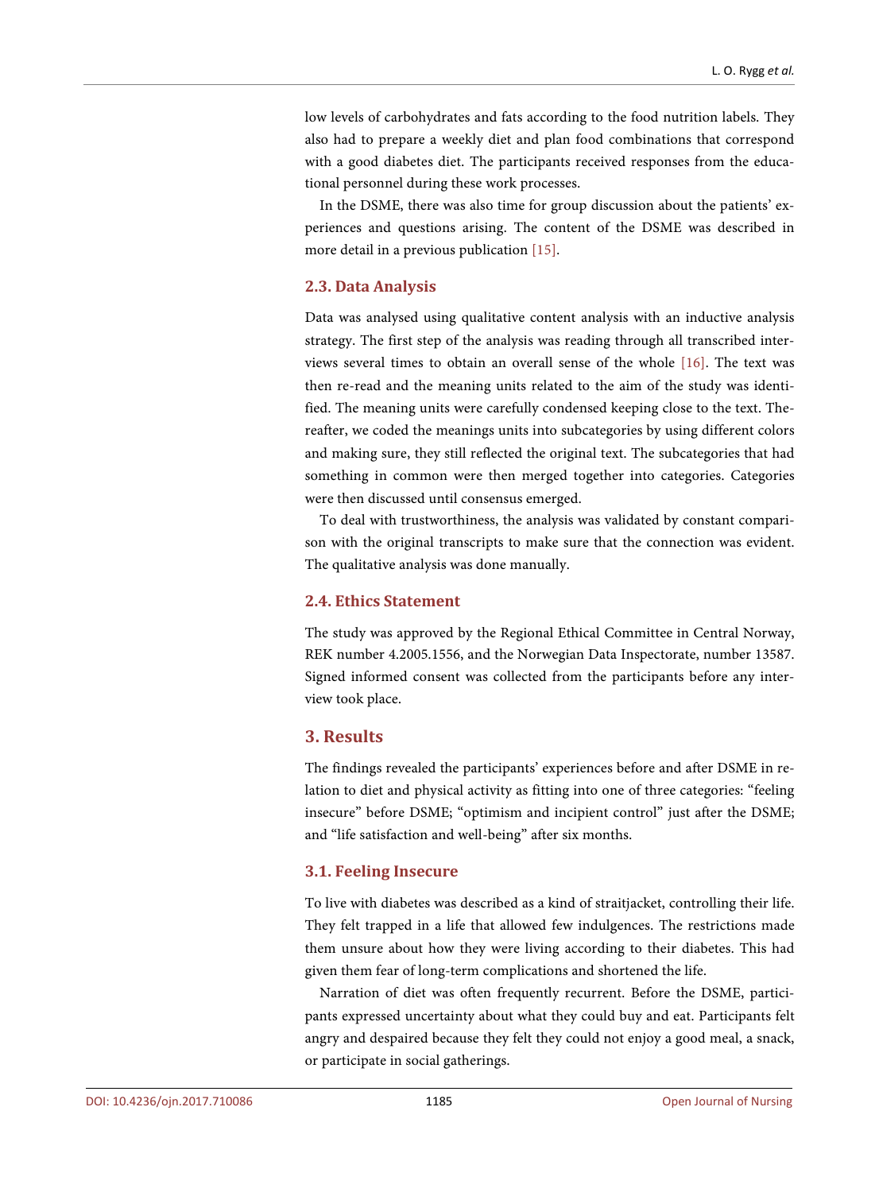low levels of carbohydrates and fats according to the food nutrition labels. They also had to prepare a weekly diet and plan food combinations that correspond with a good diabetes diet. The participants received responses from the educational personnel during these work processes.

In the DSME, there was also time for group discussion about the patients' experiences and questions arising. The content of the DSME was described in more detail in a previous publication [15].

## 2.3. Data Analysis

Data was analysed using qualitative content analysis with an inductive analysis strategy. The first step of the analysis was reading through all transcribed interviews several times to obtain an overall sense of the whole [16]. The text was then re-read and the meaning units related to the aim of the study was identified. The meaning units were carefully condensed keeping close to the text. Thereafter, we coded the meanings units into subcategories by using different colors and making sure, they still reflected the original text. The subcategories that had something in common were then merged together into categories. Categories were then discussed until consensus emerged.

To deal with trustworthiness, the analysis was validated by constant comparison with the original transcripts to make sure that the connection was evident. The qualitative analysis was done manually.

## 2.4. Ethics Statement

The study was approved by the Regional Ethical Committee in Central Norway, REK number 4.2005.1556, and the Norwegian Data Inspectorate, number 13587. Signed informed consent was collected from the participants before any interview took place.

# 3. Results

The findings revealed the participants' experiences before and after DSME in relation to diet and physical activity as fitting into one of three categories: "feeling insecure" before DSME; "optimism and incipient control" just after the DSME; and "life satisfaction and well-being" after six months.

## 3.1. Feeling Insecure

To live with diabetes was described as a kind of straitjacket, controlling their life. They felt trapped in a life that allowed few indulgences. The restrictions made them unsure about how they were living according to their diabetes. This had given them fear of long-term complications and shortened the life.

Narration of diet was often frequently recurrent. Before the DSME, participants expressed uncertainty about what they could buy and eat. Participants felt angry and despaired because they felt they could not enjoy a good meal, a snack, or participate in social gatherings.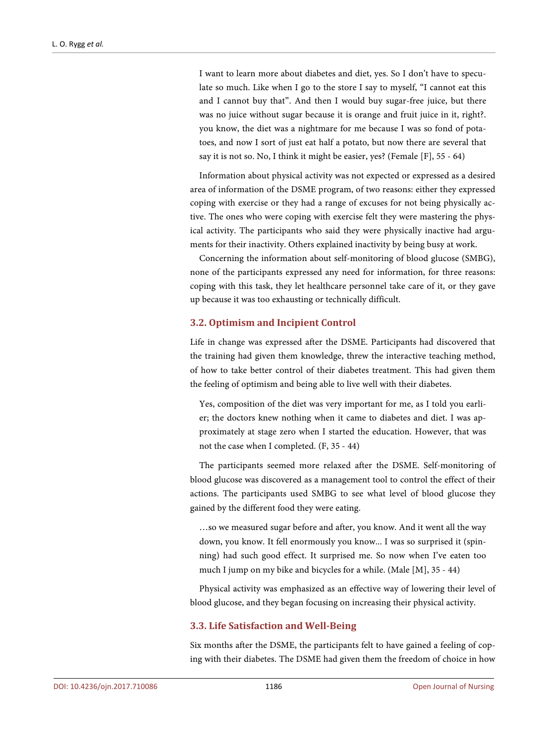> I want to learn more about diabetes and diet, yes. So I don't have to speculate so much. Like when I go to the store I say to myself, "I cannot eat this and I cannot buy that". And then I would buy sugar-free juice, but there was no juice without sugar because it is orange and fruit juice in it, right?. you know, the diet was a nightmare for me because I was so fond of potatoes, and now I sort of just eat half a potato, but now there are several that say it is not so. No, I think it might be easier, yes? (Female [F], 55 - 64)

Information about physical activity was not expected or expressed as a desired area of information of the DSME program, of two reasons: either they expressed coping with exercise or they had a range of excuses for not being physically active. The ones who were coping with exercise felt they were mastering the physical activity. The participants who said they were physically inactive had arguments for their inactivity. Others explained inactivity by being busy at work.

Concerning the information about self-monitoring of blood glucose (SMBG), none of the participants expressed any need for information, for three reasons: coping with this task, they let healthcare personnel take care of it, or they gave up because it was too exhausting or technically difficult.

### 3.2. Optimism and Incipient Control

Life in change was expressed after the DSME. Participants had discovered that the training had given them knowledge, threw the interactive teaching method, of how to take better control of their diabetes treatment. This had given them the feeling of optimism and being able to live well with their diabetes.

> Yes, composition of the diet was very important for me, as I told you earlier; the doctors knew nothing when it came to diabetes and diet. I was approximately at stage zero when I started the education. However, that was not the case when I completed. (F, 35 - 44)

The participants seemed more relaxed after the DSME. Self-monitoring of blood glucose was discovered as a management tool to control the effect of their actions. The participants used SMBG to see what level of blood glucose they gained by the different food they were eating.

> …so we measured sugar before and after, you know. And it went all the way down, you know. It fell enormously you know... I was so surprised it (spinning) had such good effect. It surprised me. So now when I've eaten too much I jump on my bike and bicycles for a while. (Male [M], 35 - 44)

Physical activity was emphasized as an effective way of lowering their level of blood glucose, and they began focusing on increasing their physical activity.

### 3.3. Life Satisfaction and Well-Being

Six months after the DSME, the participants felt to have gained a feeling of coping with their diabetes. The DSME had given them the freedom of choice in how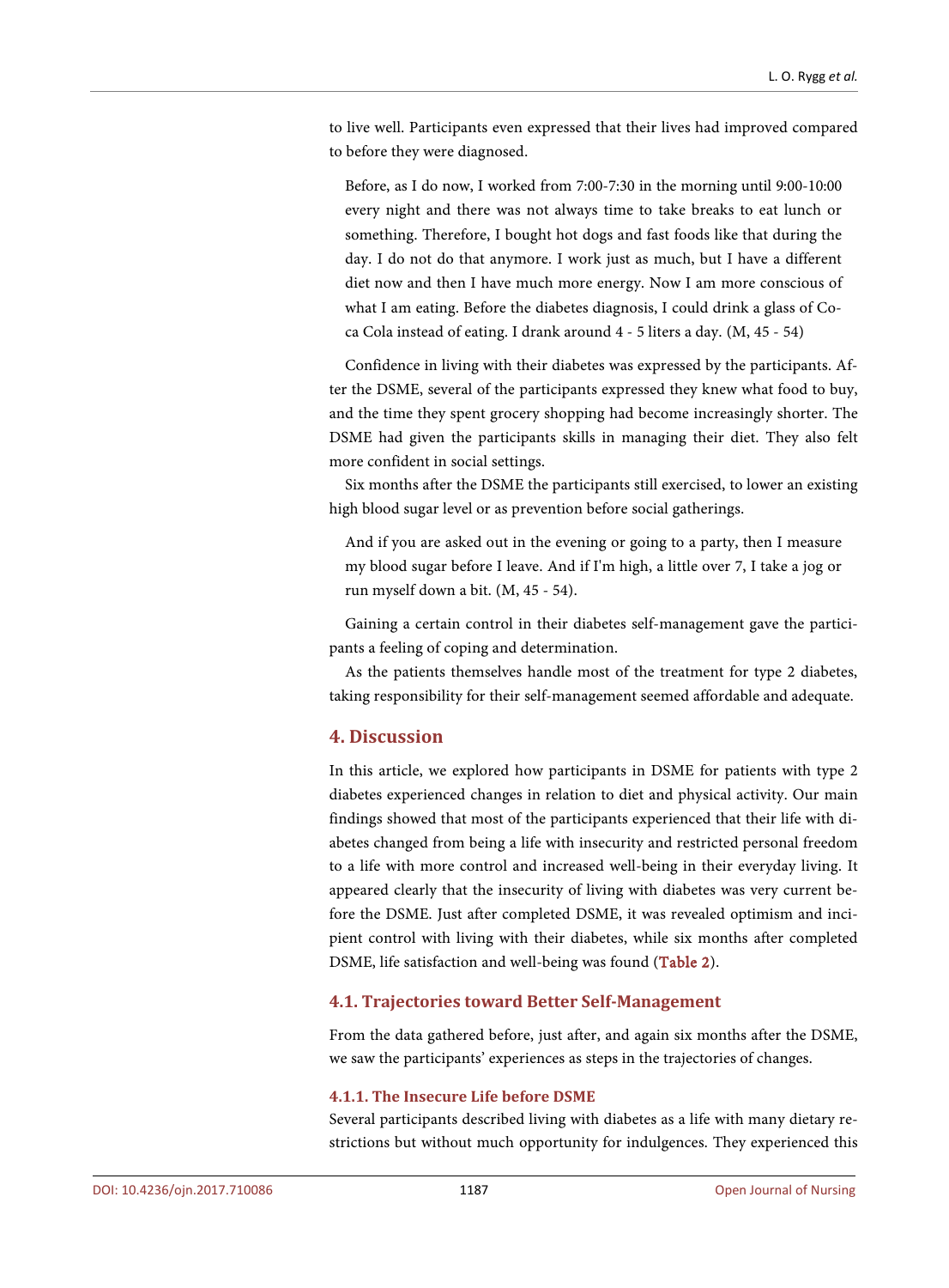to live well. Participants even expressed that their lives had improved compared to before they were diagnosed.

> Before, as I do now, I worked from 7:00-7:30 in the morning until 9:00-10:00 every night and there was not always time to take breaks to eat lunch or something. Therefore, I bought hot dogs and fast foods like that during the day. I do not do that anymore. I work just as much, but I have a different diet now and then I have much more energy. Now I am more conscious of what I am eating. Before the diabetes diagnosis, I could drink a glass of Coca Cola instead of eating. I drank around 4 - 5 liters a day. (M, 45 - 54)

Confidence in living with their diabetes was expressed by the participants. After the DSME, several of the participants expressed they knew what food to buy, and the time they spent grocery shopping had become increasingly shorter. The DSME had given the participants skills in managing their diet. They also felt more confident in social settings.

Six months after the DSME the participants still exercised, to lower an existing high blood sugar level or as prevention before social gatherings.

> And if you are asked out in the evening or going to a party, then I measure my blood sugar before I leave. And if I'm high, a little over 7, I take a jog or run myself down a bit. (M, 45 - 54).

Gaining a certain control in their diabetes self-management gave the participants a feeling of coping and determination.

As the patients themselves handle most of the treatment for type 2 diabetes, taking responsibility for their self-management seemed affordable and adequate.

## 4. Discussion

In this article, we explored how participants in DSME for patients with type 2 diabetes experienced changes in relation to diet and physical activity. Our main findings showed that most of the participants experienced that their life with diabetes changed from being a life with insecurity and restricted personal freedom to a life with more control and increased well-being in their everyday living. It appeared clearly that the insecurity of living with diabetes was very current before the DSME. Just after completed DSME, it was revealed optimism and incipient control with living with their diabetes, while six months after completed DSME, life satisfaction and well-being was found (Table 2).

### 4.1. Trajectories toward Better Self-Management

From the data gathered before, just after, and again six months after the DSME, we saw the participants' experiences as steps in the trajectories of changes.

#### 4.1.1. The Insecure Life before DSME

Several participants described living with diabetes as a life with many dietary restrictions but without much opportunity for indulgences. They experienced this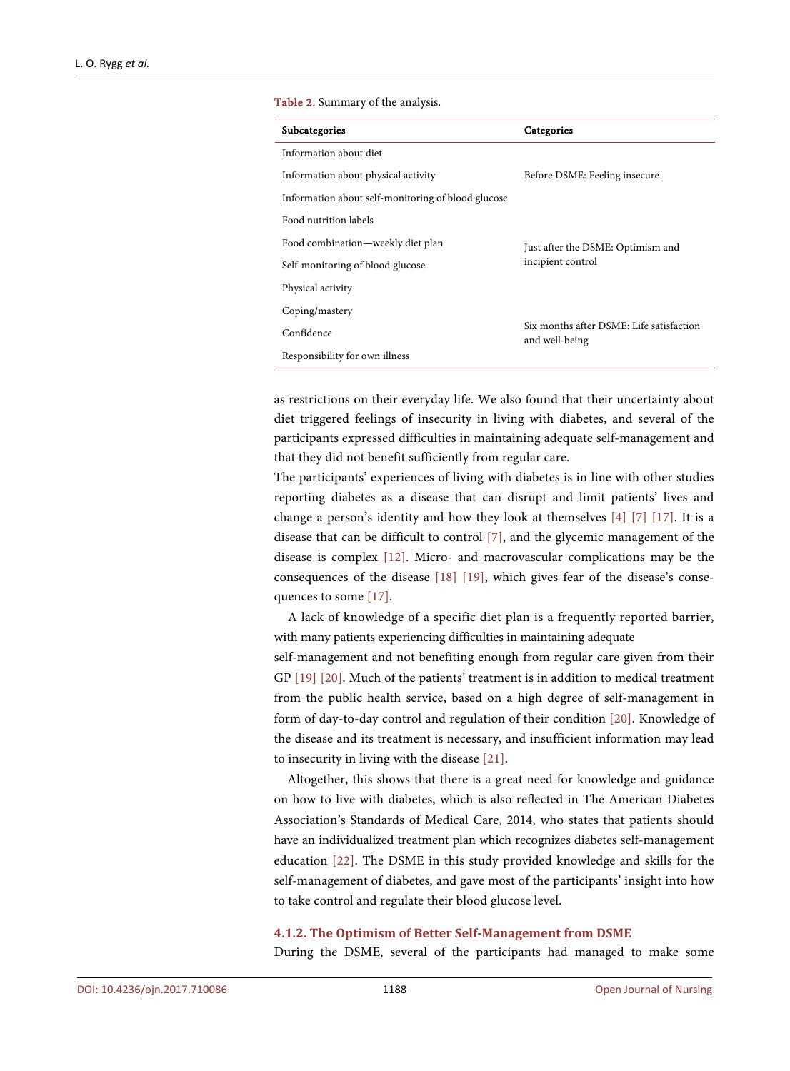Table 2. Summary of the analysis.

| Subcategories | Categories |
|---|---|
| Information about diet | Before DSME: Feeling insecure |
| Information about physical activity | |
| Information about self-monitoring of blood glucose | |
| Food nutrition labels | Just after the DSME: Optimism and incipient control |
| Food combination—weekly diet plan | |
| Self-monitoring of blood glucose | |
| Physical activity | |
| Coping/mastery | Six months after DSME: Life satisfaction and well-being |
| Confidence | |
| Responsibility for own illness | |

as restrictions on their everyday life. We also found that their uncertainty about diet triggered feelings of insecurity in living with diabetes, and several of the participants expressed difficulties in maintaining adequate self-management and that they did not benefit sufficiently from regular care.

The participants' experiences of living with diabetes is in line with other studies reporting diabetes as a disease that can disrupt and limit patients' lives and change a person's identity and how they look at themselves [4] [7] [17]. It is a disease that can be difficult to control [7], and the glycemic management of the disease is complex [12]. Micro- and macrovascular complications may be the consequences of the disease [18] [19], which gives fear of the disease's consequences to some [17].

A lack of knowledge of a specific diet plan is a frequently reported barrier, with many patients experiencing difficulties in maintaining adequate self-management and not benefiting enough from regular care given from their GP [19] [20]. Much of the patients' treatment is in addition to medical treatment from the public health service, based on a high degree of self-management in form of day-to-day control and regulation of their condition [20]. Knowledge of the disease and its treatment is necessary, and insufficient information may lead to insecurity in living with the disease [21].

Altogether, this shows that there is a great need for knowledge and guidance on how to live with diabetes, which is also reflected in The American Diabetes Association's Standards of Medical Care, 2014, who states that patients should have an individualized treatment plan which recognizes diabetes self-management education [22]. The DSME in this study provided knowledge and skills for the self-management of diabetes, and gave most of the participants' insight into how to take control and regulate their blood glucose level.

#### 4.1.2. The Optimism of Better Self-Management from DSME

During the DSME, several of the participants had managed to make some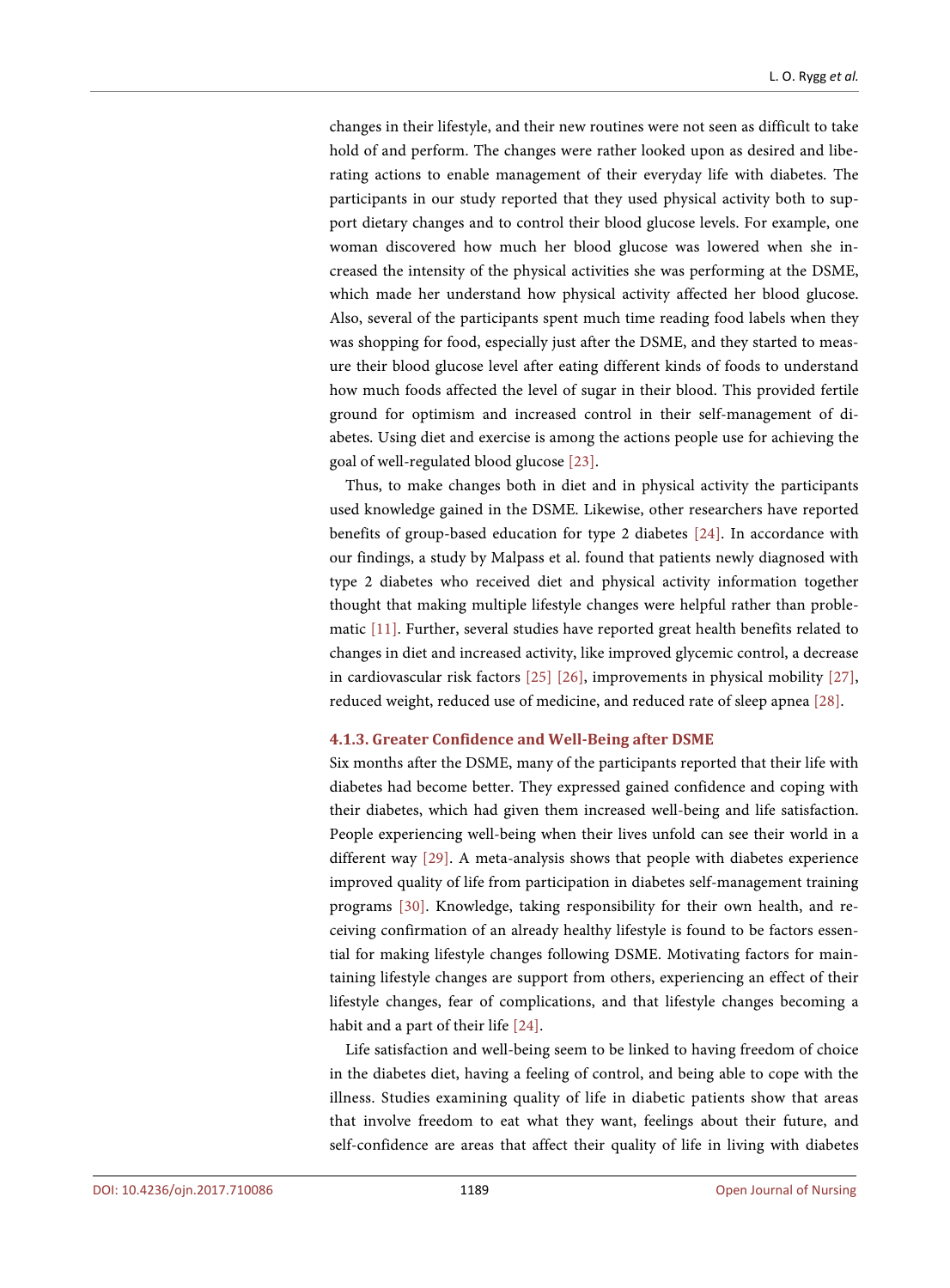changes in their lifestyle, and their new routines were not seen as difficult to take hold of and perform. The changes were rather looked upon as desired and liberating actions to enable management of their everyday life with diabetes. The participants in our study reported that they used physical activity both to support dietary changes and to control their blood glucose levels. For example, one woman discovered how much her blood glucose was lowered when she increased the intensity of the physical activities she was performing at the DSME, which made her understand how physical activity affected her blood glucose. Also, several of the participants spent much time reading food labels when they was shopping for food, especially just after the DSME, and they started to measure their blood glucose level after eating different kinds of foods to understand how much foods affected the level of sugar in their blood. This provided fertile ground for optimism and increased control in their self-management of diabetes. Using diet and exercise is among the actions people use for achieving the goal of well-regulated blood glucose [23].

Thus, to make changes both in diet and in physical activity the participants used knowledge gained in the DSME. Likewise, other researchers have reported benefits of group-based education for type 2 diabetes [24]. In accordance with our findings, a study by Malpass et al. found that patients newly diagnosed with type 2 diabetes who received diet and physical activity information together thought that making multiple lifestyle changes were helpful rather than problematic [11]. Further, several studies have reported great health benefits related to changes in diet and increased activity, like improved glycemic control, a decrease in cardiovascular risk factors [25] [26], improvements in physical mobility [27], reduced weight, reduced use of medicine, and reduced rate of sleep apnea [28].

#### 4.1.3. Greater Confidence and Well-Being after DSME

Six months after the DSME, many of the participants reported that their life with diabetes had become better. They expressed gained confidence and coping with their diabetes, which had given them increased well-being and life satisfaction. People experiencing well-being when their lives unfold can see their world in a different way [29]. A meta-analysis shows that people with diabetes experience improved quality of life from participation in diabetes self-management training programs [30]. Knowledge, taking responsibility for their own health, and receiving confirmation of an already healthy lifestyle is found to be factors essential for making lifestyle changes following DSME. Motivating factors for maintaining lifestyle changes are support from others, experiencing an effect of their lifestyle changes, fear of complications, and that lifestyle changes becoming a habit and a part of their life [24].

Life satisfaction and well-being seem to be linked to having freedom of choice in the diabetes diet, having a feeling of control, and being able to cope with the illness. Studies examining quality of life in diabetic patients show that areas that involve freedom to eat what they want, feelings about their future, and self-confidence are areas that affect their quality of life in living with diabetes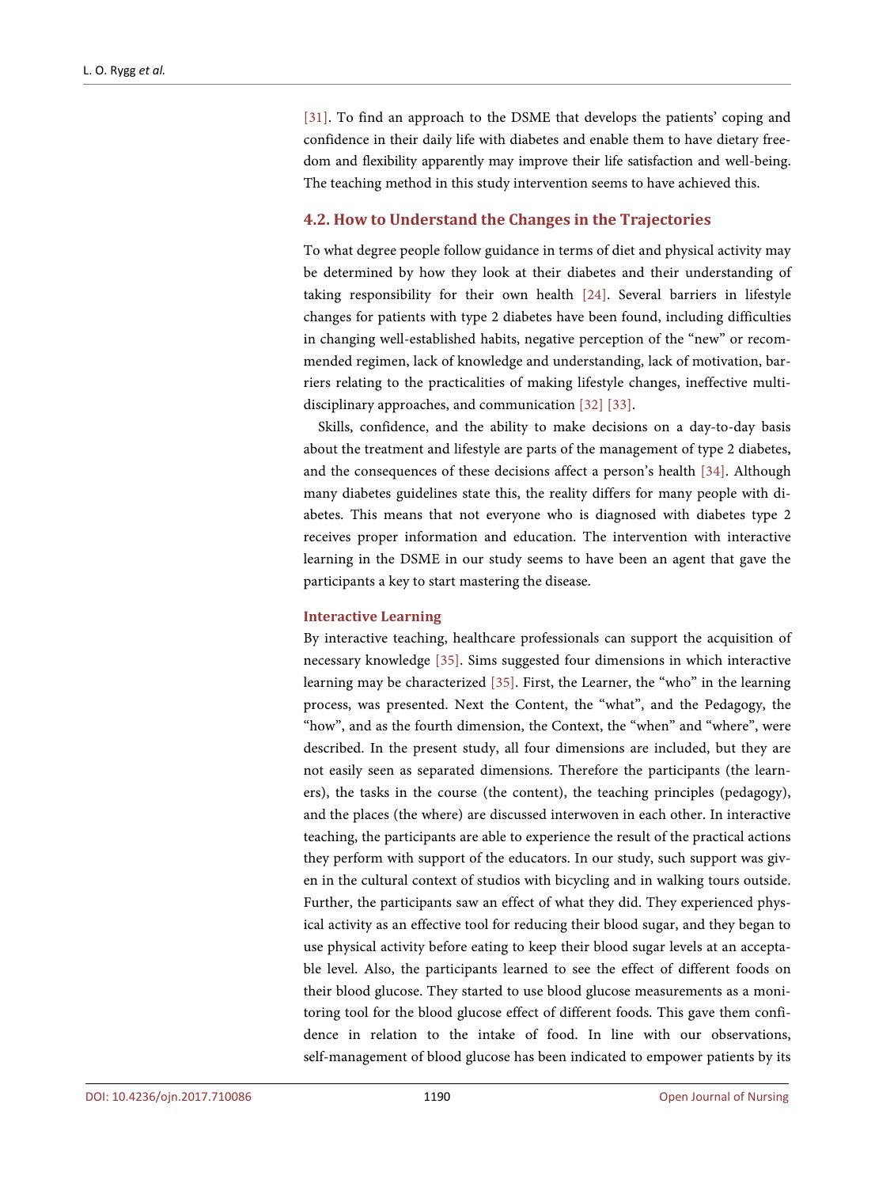[31]. To find an approach to the DSME that develops the patients' coping and confidence in their daily life with diabetes and enable them to have dietary freedom and flexibility apparently may improve their life satisfaction and well-being. The teaching method in this study intervention seems to have achieved this.

## 4.2. How to Understand the Changes in the Trajectories

To what degree people follow guidance in terms of diet and physical activity may be determined by how they look at their diabetes and their understanding of taking responsibility for their own health [24]. Several barriers in lifestyle changes for patients with type 2 diabetes have been found, including difficulties in changing well-established habits, negative perception of the "new" or recommended regimen, lack of knowledge and understanding, lack of motivation, barriers relating to the practicalities of making lifestyle changes, ineffective multidisciplinary approaches, and communication [32] [33].

Skills, confidence, and the ability to make decisions on a day-to-day basis about the treatment and lifestyle are parts of the management of type 2 diabetes, and the consequences of these decisions affect a person's health [34]. Although many diabetes guidelines state this, the reality differs for many people with diabetes. This means that not everyone who is diagnosed with diabetes type 2 receives proper information and education. The intervention with interactive learning in the DSME in our study seems to have been an agent that gave the participants a key to start mastering the disease.

### Interactive Learning

By interactive teaching, healthcare professionals can support the acquisition of necessary knowledge [35]. Sims suggested four dimensions in which interactive learning may be characterized [35]. First, the Learner, the "who" in the learning process, was presented. Next the Content, the "what", and the Pedagogy, the "how", and as the fourth dimension, the Context, the "when" and "where", were described. In the present study, all four dimensions are included, but they are not easily seen as separated dimensions. Therefore the participants (the learners), the tasks in the course (the content), the teaching principles (pedagogy), and the places (the where) are discussed interwoven in each other. In interactive teaching, the participants are able to experience the result of the practical actions they perform with support of the educators. In our study, such support was given in the cultural context of studios with bicycling and in walking tours outside. Further, the participants saw an effect of what they did. They experienced physical activity as an effective tool for reducing their blood sugar, and they began to use physical activity before eating to keep their blood sugar levels at an acceptable level. Also, the participants learned to see the effect of different foods on their blood glucose. They started to use blood glucose measurements as a monitoring tool for the blood glucose effect of different foods. This gave them confidence in relation to the intake of food. In line with our observations, self-management of blood glucose has been indicated to empower patients by its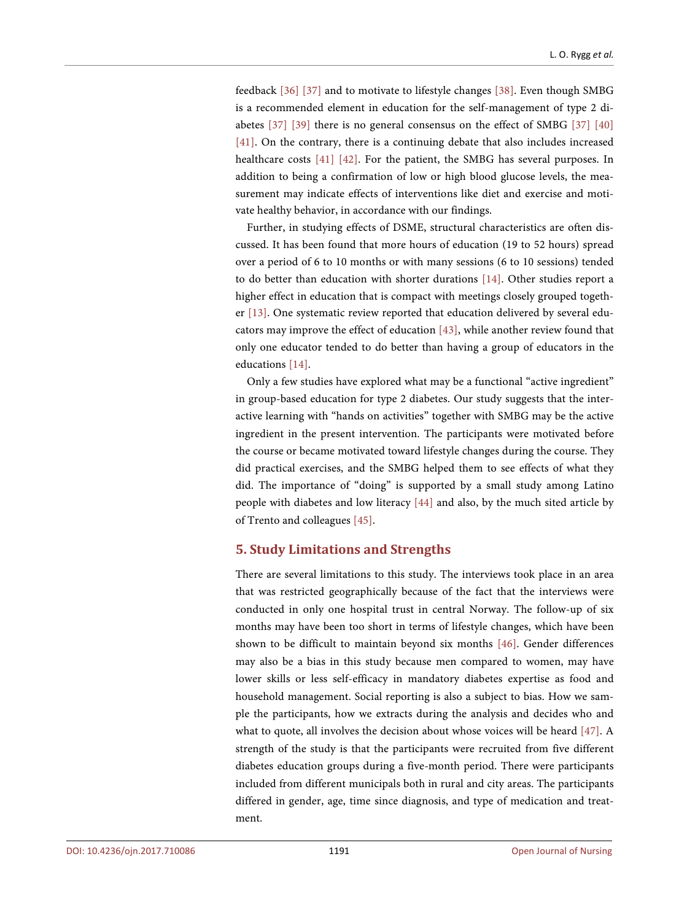feedback [36] [37] and to motivate to lifestyle changes [38]. Even though SMBG is a recommended element in education for the self-management of type 2 diabetes [37] [39] there is no general consensus on the effect of SMBG [37] [40] [41]. On the contrary, there is a continuing debate that also includes increased healthcare costs [41] [42]. For the patient, the SMBG has several purposes. In addition to being a confirmation of low or high blood glucose levels, the measurement may indicate effects of interventions like diet and exercise and motivate healthy behavior, in accordance with our findings.

Further, in studying effects of DSME, structural characteristics are often discussed. It has been found that more hours of education (19 to 52 hours) spread over a period of 6 to 10 months or with many sessions (6 to 10 sessions) tended to do better than education with shorter durations [14]. Other studies report a higher effect in education that is compact with meetings closely grouped together [13]. One systematic review reported that education delivered by several educators may improve the effect of education [43], while another review found that only one educator tended to do better than having a group of educators in the educations [14].

Only a few studies have explored what may be a functional "active ingredient" in group-based education for type 2 diabetes. Our study suggests that the interactive learning with "hands on activities" together with SMBG may be the active ingredient in the present intervention. The participants were motivated before the course or became motivated toward lifestyle changes during the course. They did practical exercises, and the SMBG helped them to see effects of what they did. The importance of "doing" is supported by a small study among Latino people with diabetes and low literacy [44] and also, by the much sited article by of Trento and colleagues [45].

## 5. Study Limitations and Strengths

There are several limitations to this study. The interviews took place in an area that was restricted geographically because of the fact that the interviews were conducted in only one hospital trust in central Norway. The follow-up of six months may have been too short in terms of lifestyle changes, which have been shown to be difficult to maintain beyond six months [46]. Gender differences may also be a bias in this study because men compared to women, may have lower skills or less self-efficacy in mandatory diabetes expertise as food and household management. Social reporting is also a subject to bias. How we sample the participants, how we extracts during the analysis and decides who and what to quote, all involves the decision about whose voices will be heard [47]. A strength of the study is that the participants were recruited from five different diabetes education groups during a five-month period. There were participants included from different municipals both in rural and city areas. The participants differed in gender, age, time since diagnosis, and type of medication and treatment.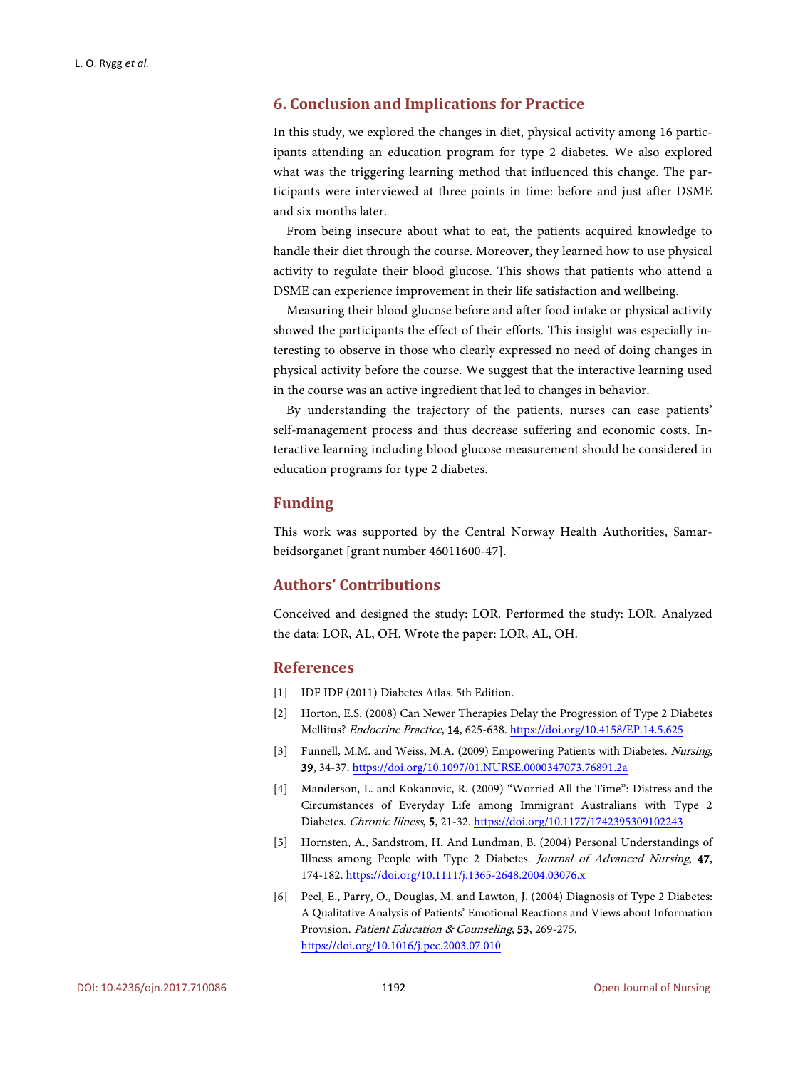## 6. Conclusion and Implications for Practice

In this study, we explored the changes in diet, physical activity among 16 participants attending an education program for type 2 diabetes. We also explored what was the triggering learning method that influenced this change. The participants were interviewed at three points in time: before and just after DSME and six months later.

From being insecure about what to eat, the patients acquired knowledge to handle their diet through the course. Moreover, they learned how to use physical activity to regulate their blood glucose. This shows that patients who attend a DSME can experience improvement in their life satisfaction and wellbeing.

Measuring their blood glucose before and after food intake or physical activity showed the participants the effect of their efforts. This insight was especially interesting to observe in those who clearly expressed no need of doing changes in physical activity before the course. We suggest that the interactive learning used in the course was an active ingredient that led to changes in behavior.

By understanding the trajectory of the patients, nurses can ease patients' self-management process and thus decrease suffering and economic costs. Interactive learning including blood glucose measurement should be considered in education programs for type 2 diabetes.

## Funding

This work was supported by the Central Norway Health Authorities, Samarbeidsorganet [grant number 46011600-47].

## Authors' Contributions

Conceived and designed the study: LOR. Performed the study: LOR. Analyzed the data: LOR, AL, OH. Wrote the paper: LOR, AL, OH.

## References

[1] IDF IDF (2011) Diabetes Atlas. 5th Edition.

[2] Horton, E.S. (2008) Can Newer Therapies Delay the Progression of Type 2 Diabetes Mellitus? *Endocrine Practice*, **14**, 625-638. https://doi.org/10.4158/EP.14.5.625

[3] Funnell, M.M. and Weiss, M.A. (2009) Empowering Patients with Diabetes. *Nursing*, **39**, 34-37. https://doi.org/10.1097/01.NURSE.0000347073.76891.2a

[4] Manderson, L. and Kokanovic, R. (2009) "Worried All the Time": Distress and the Circumstances of Everyday Life among Immigrant Australians with Type 2 Diabetes. *Chronic Illness*, **5**, 21-32. https://doi.org/10.1177/1742395309102243

[5] Hornsten, A., Sandstrom, H. And Lundman, B. (2004) Personal Understandings of Illness among People with Type 2 Diabetes. *Journal of Advanced Nursing*, **47**, 174-182. https://doi.org/10.1111/j.1365-2648.2004.03076.x

[6] Peel, E., Parry, O., Douglas, M. and Lawton, J. (2004) Diagnosis of Type 2 Diabetes: A Qualitative Analysis of Patients' Emotional Reactions and Views about Information Provision. *Patient Education & Counseling*, **53**, 269-275. https://doi.org/10.1016/j.pec.2003.07.010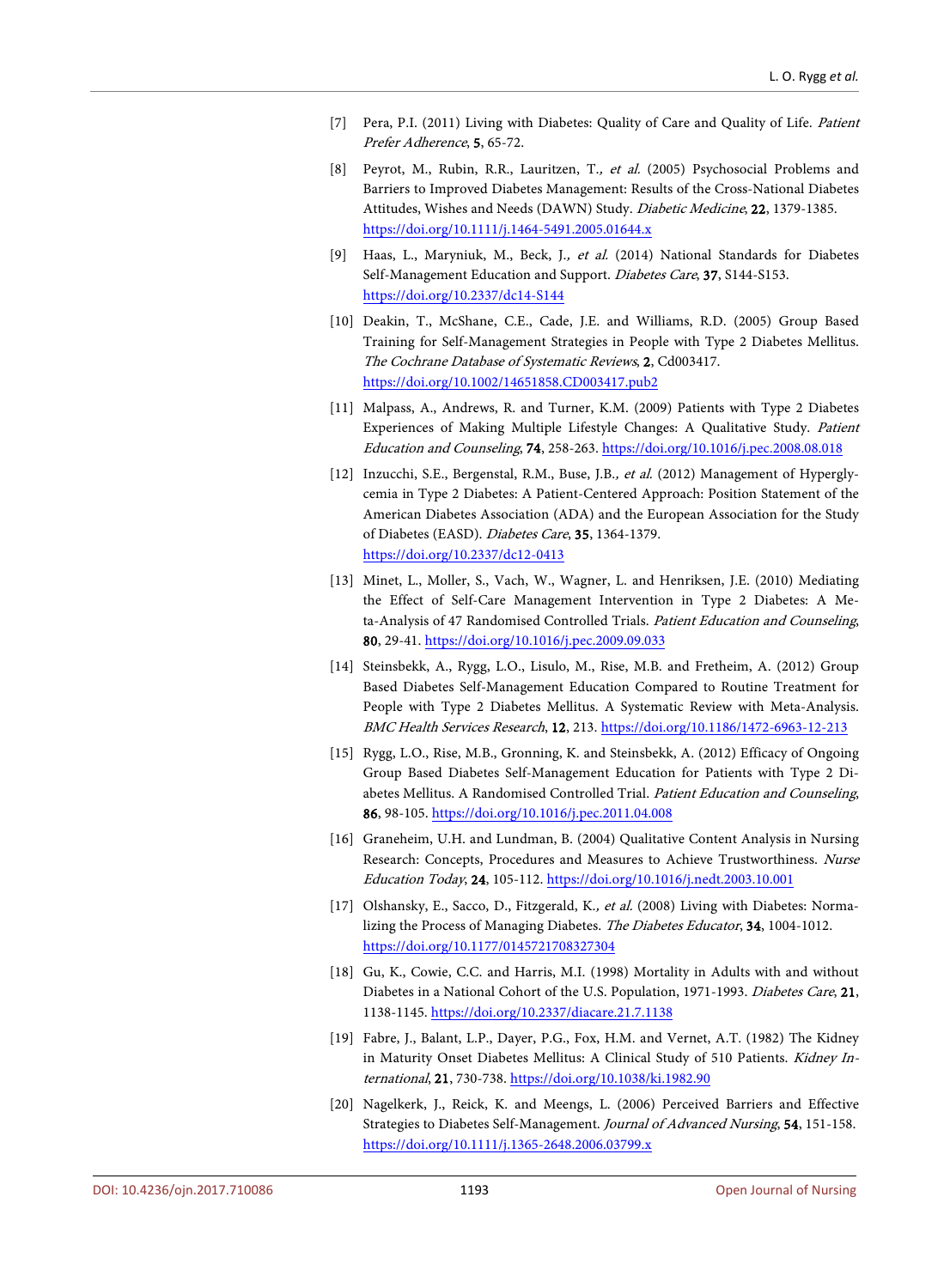[7] Pera, P.I. (2011) Living with Diabetes: Quality of Care and Quality of Life. *Patient Prefer Adherence*, **5**, 65-72.

[8] Peyrot, M., Rubin, R.R., Lauritzen, T., *et al.* (2005) Psychosocial Problems and Barriers to Improved Diabetes Management: Results of the Cross-National Diabetes Attitudes, Wishes and Needs (DAWN) Study. *Diabetic Medicine*, **22**, 1379-1385. https://doi.org/10.1111/j.1464-5491.2005.01644.x

[9] Haas, L., Maryniuk, M., Beck, J., *et al.* (2014) National Standards for Diabetes Self-Management Education and Support. *Diabetes Care*, **37**, S144-S153. https://doi.org/10.2337/dc14-S144

[10] Deakin, T., McShane, C.E., Cade, J.E. and Williams, R.D. (2005) Group Based Training for Self-Management Strategies in People with Type 2 Diabetes Mellitus. *The Cochrane Database of Systematic Reviews*, **2**, Cd003417. https://doi.org/10.1002/14651858.CD003417.pub2

[11] Malpass, A., Andrews, R. and Turner, K.M. (2009) Patients with Type 2 Diabetes Experiences of Making Multiple Lifestyle Changes: A Qualitative Study. *Patient Education and Counseling*, **74**, 258-263. https://doi.org/10.1016/j.pec.2008.08.018

[12] Inzucchi, S.E., Bergenstal, R.M., Buse, J.B., *et al.* (2012) Management of Hyperglycemia in Type 2 Diabetes: A Patient-Centered Approach: Position Statement of the American Diabetes Association (ADA) and the European Association for the Study of Diabetes (EASD). *Diabetes Care*, **35**, 1364-1379. https://doi.org/10.2337/dc12-0413

[13] Minet, L., Moller, S., Vach, W., Wagner, L. and Henriksen, J.E. (2010) Mediating the Effect of Self-Care Management Intervention in Type 2 Diabetes: A Meta-Analysis of 47 Randomised Controlled Trials. *Patient Education and Counseling*, **80**, 29-41. https://doi.org/10.1016/j.pec.2009.09.033

[14] Steinsbekk, A., Rygg, L.O., Lisulo, M., Rise, M.B. and Fretheim, A. (2012) Group Based Diabetes Self-Management Education Compared to Routine Treatment for People with Type 2 Diabetes Mellitus. A Systematic Review with Meta-Analysis. *BMC Health Services Research*, **12**, 213. https://doi.org/10.1186/1472-6963-12-213

[15] Rygg, L.O., Rise, M.B., Gronning, K. and Steinsbekk, A. (2012) Efficacy of Ongoing Group Based Diabetes Self-Management Education for Patients with Type 2 Diabetes Mellitus. A Randomised Controlled Trial. *Patient Education and Counseling*, **86**, 98-105. https://doi.org/10.1016/j.pec.2011.04.008

[16] Graneheim, U.H. and Lundman, B. (2004) Qualitative Content Analysis in Nursing Research: Concepts, Procedures and Measures to Achieve Trustworthiness. *Nurse Education Today*, **24**, 105-112. https://doi.org/10.1016/j.nedt.2003.10.001

[17] Olshansky, E., Sacco, D., Fitzgerald, K., *et al.* (2008) Living with Diabetes: Normalizing the Process of Managing Diabetes. *The Diabetes Educator*, **34**, 1004-1012. https://doi.org/10.1177/0145721708327304

[18] Gu, K., Cowie, C.C. and Harris, M.I. (1998) Mortality in Adults with and without Diabetes in a National Cohort of the U.S. Population, 1971-1993. *Diabetes Care*, **21**, 1138-1145. https://doi.org/10.2337/diacare.21.7.1138

[19] Fabre, J., Balant, L.P., Dayer, P.G., Fox, H.M. and Vernet, A.T. (1982) The Kidney in Maturity Onset Diabetes Mellitus: A Clinical Study of 510 Patients. *Kidney International*, **21**, 730-738. https://doi.org/10.1038/ki.1982.90

[20] Nagelkerk, J., Reick, K. and Meengs, L. (2006) Perceived Barriers and Effective Strategies to Diabetes Self-Management. *Journal of Advanced Nursing*, **54**, 151-158. https://doi.org/10.1111/j.1365-2648.2006.03799.x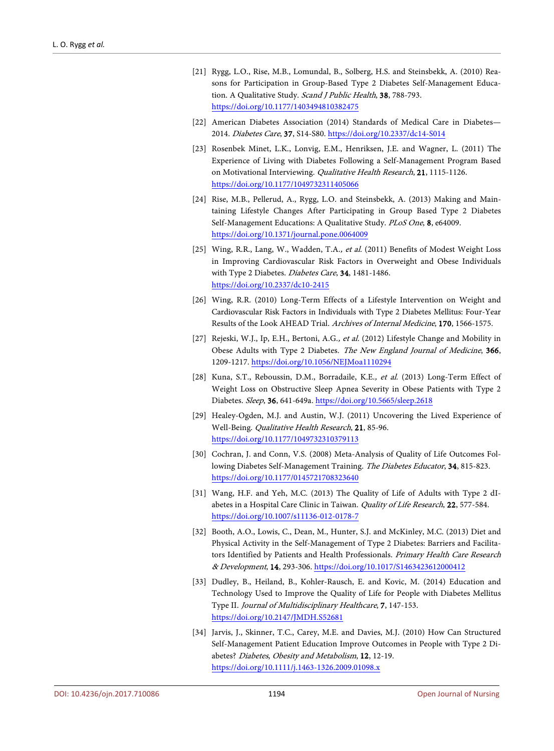[21] Rygg, L.O., Rise, M.B., Lomundal, B., Solberg, H.S. and Steinsbekk, A. (2010) Reasons for Participation in Group-Based Type 2 Diabetes Self-Management Education. A Qualitative Study. *Scand J Public Health*, **38**, 788-793. https://doi.org/10.1177/1403494810382475

[22] American Diabetes Association (2014) Standards of Medical Care in Diabetes—2014. *Diabetes Care*, **37**, S14-S80. https://doi.org/10.2337/dc14-S014

[23] Rosenbek Minet, L.K., Lonvig, E.M., Henriksen, J.E. and Wagner, L. (2011) The Experience of Living with Diabetes Following a Self-Management Program Based on Motivational Interviewing. *Qualitative Health Research*, **21**, 1115-1126. https://doi.org/10.1177/1049732311405066

[24] Rise, M.B., Pellerud, A., Rygg, L.O. and Steinsbekk, A. (2013) Making and Maintaining Lifestyle Changes After Participating in Group Based Type 2 Diabetes Self-Management Educations: A Qualitative Study. *PLoS One*, **8**, e64009. https://doi.org/10.1371/journal.pone.0064009

[25] Wing, R.R., Lang, W., Wadden, T.A., *et al.* (2011) Benefits of Modest Weight Loss in Improving Cardiovascular Risk Factors in Overweight and Obese Individuals with Type 2 Diabetes. *Diabetes Care*, **34**, 1481-1486. https://doi.org/10.2337/dc10-2415

[26] Wing, R.R. (2010) Long-Term Effects of a Lifestyle Intervention on Weight and Cardiovascular Risk Factors in Individuals with Type 2 Diabetes Mellitus: Four-Year Results of the Look AHEAD Trial. *Archives of Internal Medicine*, **170**, 1566-1575.

[27] Rejeski, W.J., Ip, E.H., Bertoni, A.G., *et al.* (2012) Lifestyle Change and Mobility in Obese Adults with Type 2 Diabetes. *The New England Journal of Medicine*, **366**, 1209-1217. https://doi.org/10.1056/NEJMoa1110294

[28] Kuna, S.T., Reboussin, D.M., Borradaile, K.E., *et al.* (2013) Long-Term Effect of Weight Loss on Obstructive Sleep Apnea Severity in Obese Patients with Type 2 Diabetes. *Sleep*, **36**, 641-649a. https://doi.org/10.5665/sleep.2618

[29] Healey-Ogden, M.J. and Austin, W.J. (2011) Uncovering the Lived Experience of Well-Being. *Qualitative Health Research*, **21**, 85-96. https://doi.org/10.1177/1049732310379113

[30] Cochran, J. and Conn, V.S. (2008) Meta-Analysis of Quality of Life Outcomes Following Diabetes Self-Management Training. *The Diabetes Educator*, **34**, 815-823. https://doi.org/10.1177/0145721708323640

[31] Wang, H.F. and Yeh, M.C. (2013) The Quality of Life of Adults with Type 2 dIabetes in a Hospital Care Clinic in Taiwan. *Quality of Life Research*, **22**, 577-584. https://doi.org/10.1007/s11136-012-0178-7

[32] Booth, A.O., Lowis, C., Dean, M., Hunter, S.J. and McKinley, M.C. (2013) Diet and Physical Activity in the Self-Management of Type 2 Diabetes: Barriers and Facilitators Identified by Patients and Health Professionals. *Primary Health Care Research & Development*, **14**, 293-306. https://doi.org/10.1017/S1463423612000412

[33] Dudley, B., Heiland, B., Kohler-Rausch, E. and Kovic, M. (2014) Education and Technology Used to Improve the Quality of Life for People with Diabetes Mellitus Type II. *Journal of Multidisciplinary Healthcare*, **7**, 147-153. https://doi.org/10.2147/JMDH.S52681

[34] Jarvis, J., Skinner, T.C., Carey, M.E. and Davies, M.J. (2010) How Can Structured Self-Management Patient Education Improve Outcomes in People with Type 2 Diabetes? *Diabetes, Obesity and Metabolism*, **12**, 12-19. https://doi.org/10.1111/j.1463-1326.2009.01098.x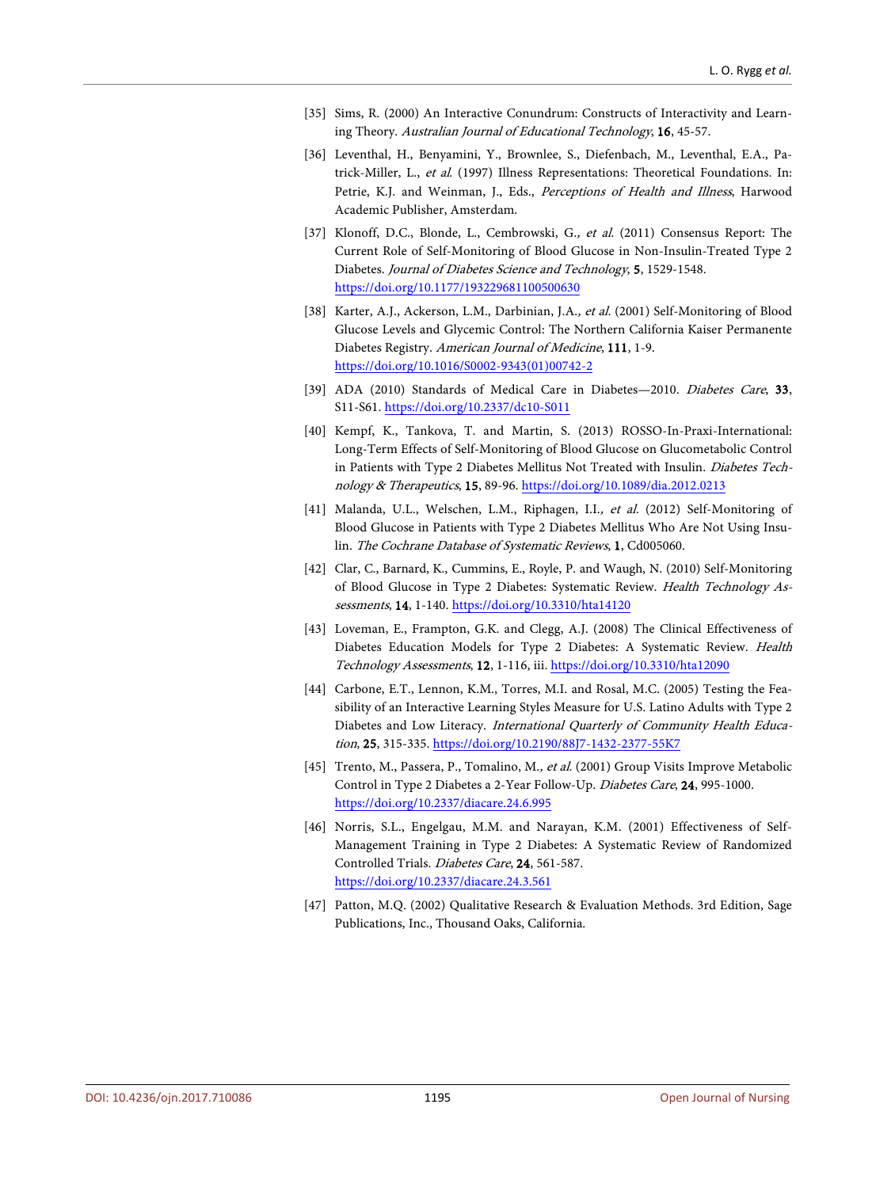[35] Sims, R. (2000) An Interactive Conundrum: Constructs of Interactivity and Learning Theory. *Australian Journal of Educational Technology*, **16**, 45-57.

[36] Leventhal, H., Benyamini, Y., Brownlee, S., Diefenbach, M., Leventhal, E.A., Patrick-Miller, L., *et al.* (1997) Illness Representations: Theoretical Foundations. In: Petrie, K.J. and Weinman, J., Eds., *Perceptions of Health and Illness*, Harwood Academic Publisher, Amsterdam.

[37] Klonoff, D.C., Blonde, L., Cembrowski, G., *et al.* (2011) Consensus Report: The Current Role of Self-Monitoring of Blood Glucose in Non-Insulin-Treated Type 2 Diabetes. *Journal of Diabetes Science and Technology*, **5**, 1529-1548. https://doi.org/10.1177/193229681100500630

[38] Karter, A.J., Ackerson, L.M., Darbinian, J.A., *et al.* (2001) Self-Monitoring of Blood Glucose Levels and Glycemic Control: The Northern California Kaiser Permanente Diabetes Registry. *American Journal of Medicine*, **111**, 1-9. https://doi.org/10.1016/S0002-9343(01)00742-2

[39] ADA (2010) Standards of Medical Care in Diabetes—2010. *Diabetes Care*, **33**, S11-S61. https://doi.org/10.2337/dc10-S011

[40] Kempf, K., Tankova, T. and Martin, S. (2013) ROSSO-In-Praxi-International: Long-Term Effects of Self-Monitoring of Blood Glucose on Glucometabolic Control in Patients with Type 2 Diabetes Mellitus Not Treated with Insulin. *Diabetes Technology & Therapeutics*, **15**, 89-96. https://doi.org/10.1089/dia.2012.0213

[41] Malanda, U.L., Welschen, L.M., Riphagen, I.I., *et al.* (2012) Self-Monitoring of Blood Glucose in Patients with Type 2 Diabetes Mellitus Who Are Not Using Insulin. *The Cochrane Database of Systematic Reviews*, **1**, Cd005060.

[42] Clar, C., Barnard, K., Cummins, E., Royle, P. and Waugh, N. (2010) Self-Monitoring of Blood Glucose in Type 2 Diabetes: Systematic Review. *Health Technology Assessments*, **14**, 1-140. https://doi.org/10.3310/hta14120

[43] Loveman, E., Frampton, G.K. and Clegg, A.J. (2008) The Clinical Effectiveness of Diabetes Education Models for Type 2 Diabetes: A Systematic Review. *Health Technology Assessments*, **12**, 1-116, iii. https://doi.org/10.3310/hta12090

[44] Carbone, E.T., Lennon, K.M., Torres, M.I. and Rosal, M.C. (2005) Testing the Feasibility of an Interactive Learning Styles Measure for U.S. Latino Adults with Type 2 Diabetes and Low Literacy. *International Quarterly of Community Health Education*, **25**, 315-335. https://doi.org/10.2190/88J7-1432-2377-55K7

[45] Trento, M., Passera, P., Tomalino, M., *et al.* (2001) Group Visits Improve Metabolic Control in Type 2 Diabetes a 2-Year Follow-Up. *Diabetes Care*, **24**, 995-1000. https://doi.org/10.2337/diacare.24.6.995

[46] Norris, S.L., Engelgau, M.M. and Narayan, K.M. (2001) Effectiveness of Self-Management Training in Type 2 Diabetes: A Systematic Review of Randomized Controlled Trials. *Diabetes Care*, **24**, 561-587. https://doi.org/10.2337/diacare.24.3.561

[47] Patton, M.Q. (2002) Qualitative Research & Evaluation Methods. 3rd Edition, Sage Publications, Inc., Thousand Oaks, California.